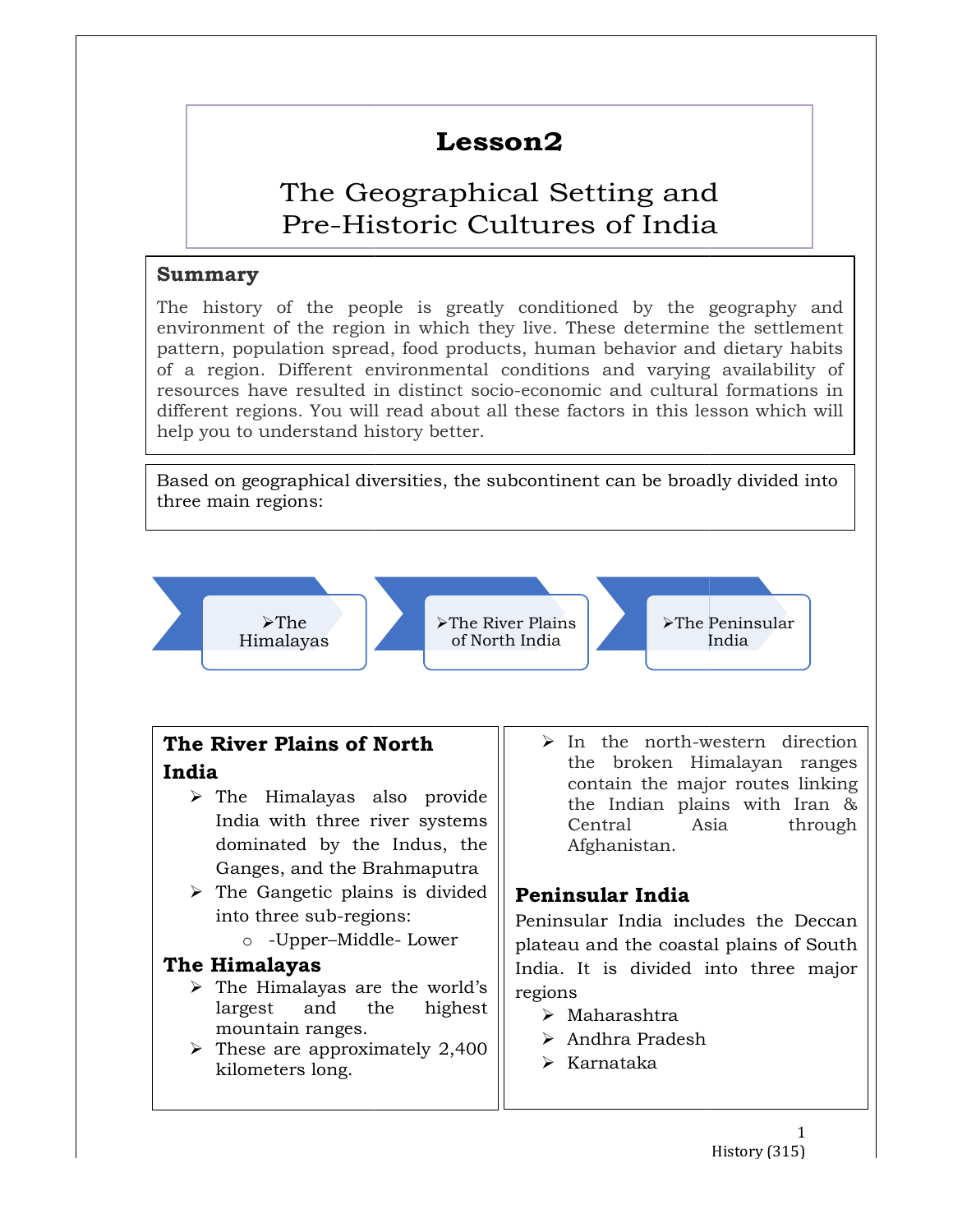# Lesson2

## The Geographical Setting and Pre-Historic Cultures of India

### Summary

The history of the people is greatly conditioned by the geography and environment of the region in which they live. These determine the settlement pattern, population spread, food products, human behavior and dietary habits of a region. Different environmental conditions and varying availability of resources have resulted in distinct socio-economic and cultural formations in different regions. You will read about all these factors in this lesson which will help you to understand history better.

Based on geographical diversities, the subcontinent can be broadly divided into three main regions:

- The Himalayas
- The River Plains of North India
- The Peninsular India

### The River Plains of North India

- The Himalayas also provide India with three river systems dominated by the Indus, the Ganges, and the Brahmaputra
- The Gangetic plains is divided into three sub-regions:
  - -Upper–Middle- Lower

### The Himalayas

- The Himalayas are the world's largest and the highest mountain ranges.
- These are approximately 2,400 kilometers long.
- In the north-western direction the broken Himalayan ranges contain the major routes linking the Indian plains with Iran & Central Asia through Afghanistan.

### Peninsular India

Peninsular India includes the Deccan plateau and the coastal plains of South India. It is divided into three major regions

- Maharashtra
- Andhra Pradesh
- Karnataka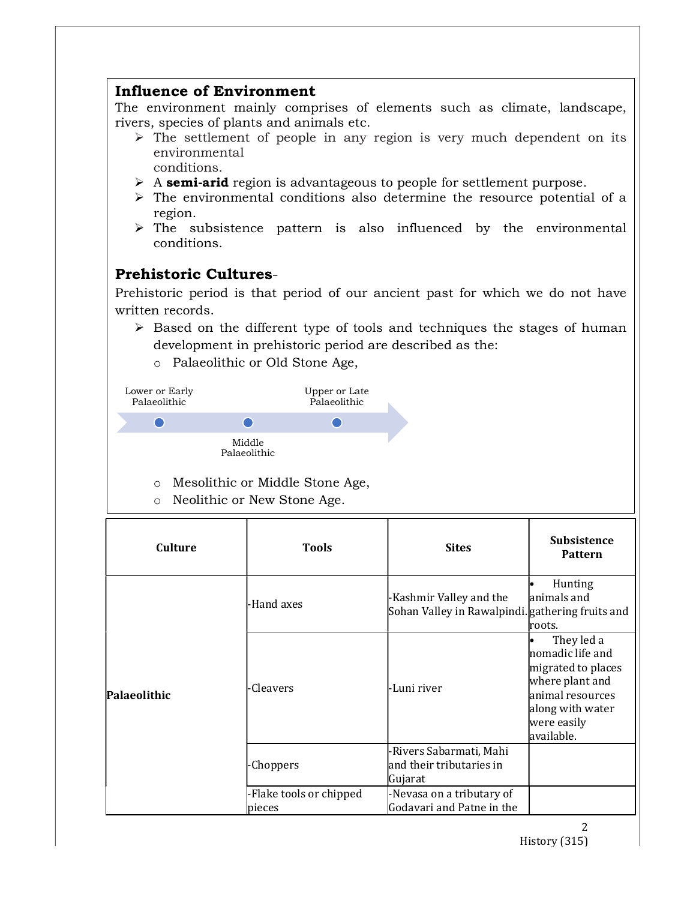## Influence of Environment

The environment mainly comprises of elements such as climate, landscape, rivers, species of plants and animals etc.

- The settlement of people in any region is very much dependent on its environmental conditions.
- A **semi-arid** region is advantageous to people for settlement purpose.
- The environmental conditions also determine the resource potential of a region.
- The subsistence pattern is also influenced by the environmental conditions.

## Prehistoric Cultures-

Prehistoric period is that period of our ancient past for which we do not have written records.

- Based on the different type of tools and techniques the stages of human development in prehistoric period are described as the:
  - Palaeolithic or Old Stone Age,

    Lower or Early Palaeolithic → Middle Palaeolithic → Upper or Late Palaeolithic

  - Mesolithic or Middle Stone Age,
  - Neolithic or New Stone Age.

| Culture | Tools | Sites | Subsistence Pattern |
|---|---|---|---|
| Palaeolithic | -Hand axes | -Kashmir Valley and the Sohan Valley in Rawalpindi. | • Hunting animals and gathering fruits and roots. |
| | -Cleavers | -Luni river | • They led a nomadic life and migrated to places where plant and animal resources along with water were easily available. |
| | -Choppers | -Rivers Sabarmati, Mahi and their tributaries in Gujarat | |
| | -Flake tools or chipped pieces | -Nevasa on a tributary of Godavari and Patne in the | |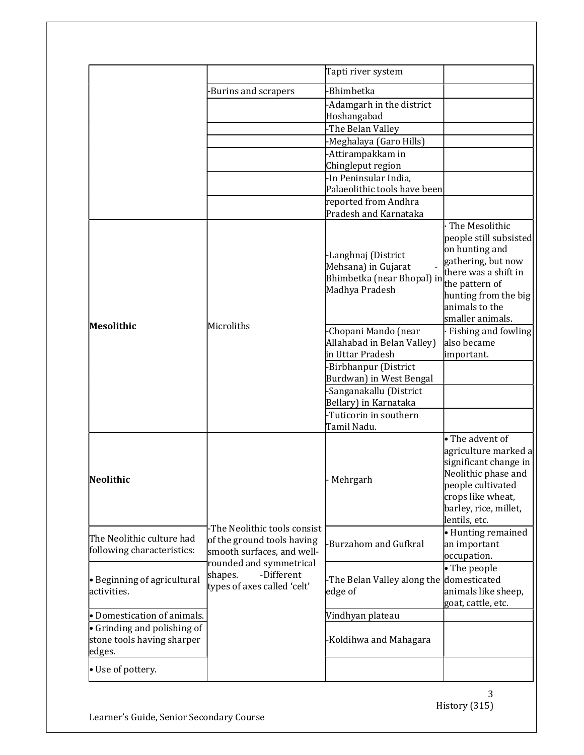| | | | |
|---|---|---|---|
| | | Tapti river system | |
| | -Burins and scrapers | -Bhimbetka | |
| | | -Adamgarh in the district Hoshangabad | |
| | | -The Belan Valley | |
| | | -Meghalaya (Garo Hills) | |
| | | -Attirampakkam in Chingleput region | |
| | | -In Peninsular India, Palaeolithic tools have been | |
| | | reported from Andhra Pradesh and Karnataka | |
| **Mesolithic** | Microliths | -Langhnaj (District Mehsana) in Gujarat - Bhimbetka (near Bhopal) in Madhya Pradesh | · The Mesolithic people still subsisted on hunting and gathering, but now there was a shift in the pattern of hunting from the big animals to the smaller animals. |
| | | -Chopani Mando (near Allahabad in Belan Valley) in Uttar Pradesh | · Fishing and fowling also became important. |
| | | -Birbhanpur (District Burdwan) in West Bengal | |
| | | -Sanganakallu (District Bellary) in Karnataka | |
| | | -Tuticorin in southern Tamil Nadu. | |
| **Neolithic** | -The Neolithic tools consist of the ground tools having smooth surfaces, and well-rounded and symmetrical shapes. -Different types of axes called 'celt' | - Mehrgarh | • The advent of agriculture marked a significant change in Neolithic phase and people cultivated crops like wheat, barley, rice, millet, lentils, etc. |
| The Neolithic culture had following characteristics: | | -Burzahom and Gufkral | • Hunting remained an important occupation. |
| • Beginning of agricultural activities. | | -The Belan Valley along the edge of | • The people domesticated animals like sheep, goat, cattle, etc. |
| • Domestication of animals. | | Vindhyan plateau | |
| • Grinding and polishing of stone tools having sharper edges. | | -Koldihwa and Mahagara | |
| • Use of pottery. | | | |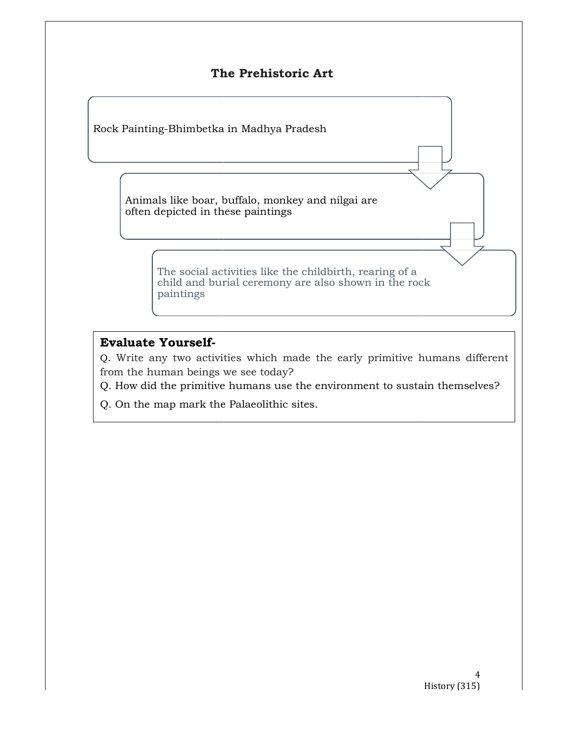## The Prehistoric Art

Rock Painting-Bhimbetka in Madhya Pradesh

Animals like boar, buffalo, monkey and nilgai are often depicted in these paintings

The social activities like the childbirth, rearing of a child and burial ceremony are also shown in the rock paintings

**Evaluate Yourself-**

Q. Write any two activities which made the early primitive humans different from the human beings we see today?

Q. How did the primitive humans use the environment to sustain themselves?

Q. On the map mark the Palaeolithic sites.